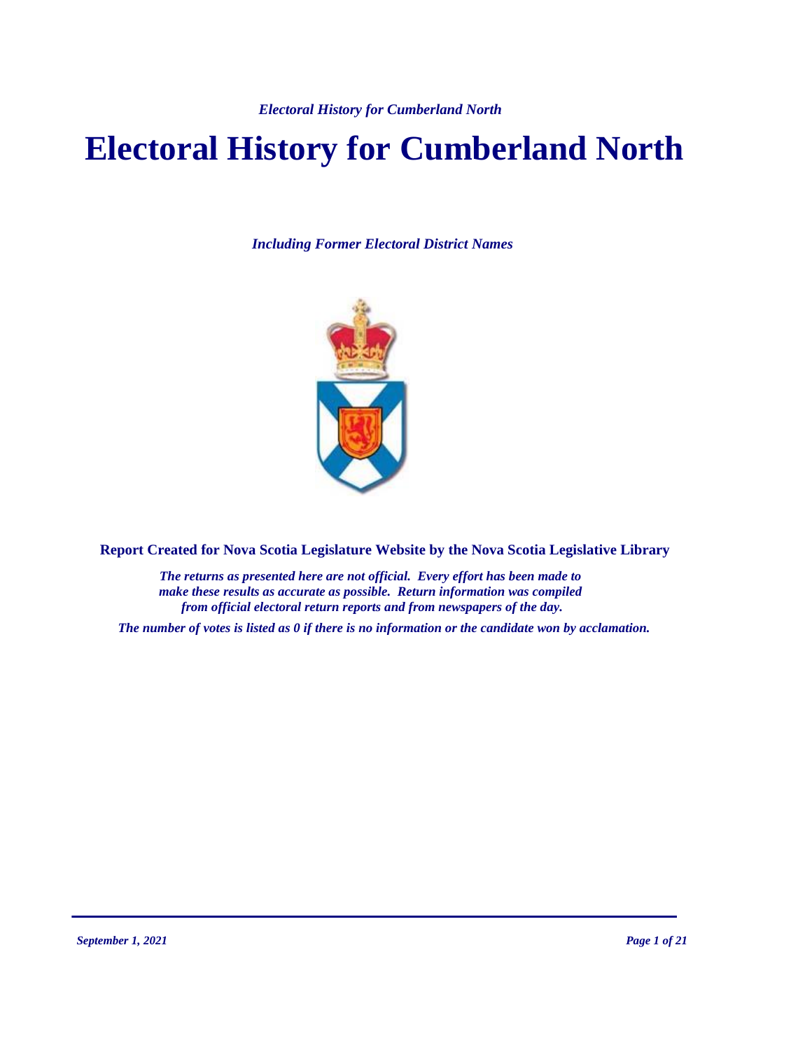# Electoral History for Cumberland North

*Including Former Electoral District Names*

**Report Created for Nova Scotia Legislature Website by the Nova Scotia Legislative Library**

***The returns as presented here are not official. Every effort has been made to make these results as accurate as possible. Return information was compiled from official electoral return reports and from newspapers of the day.***

***The number of votes is listed as 0 if there is no information or the candidate won by acclamation.***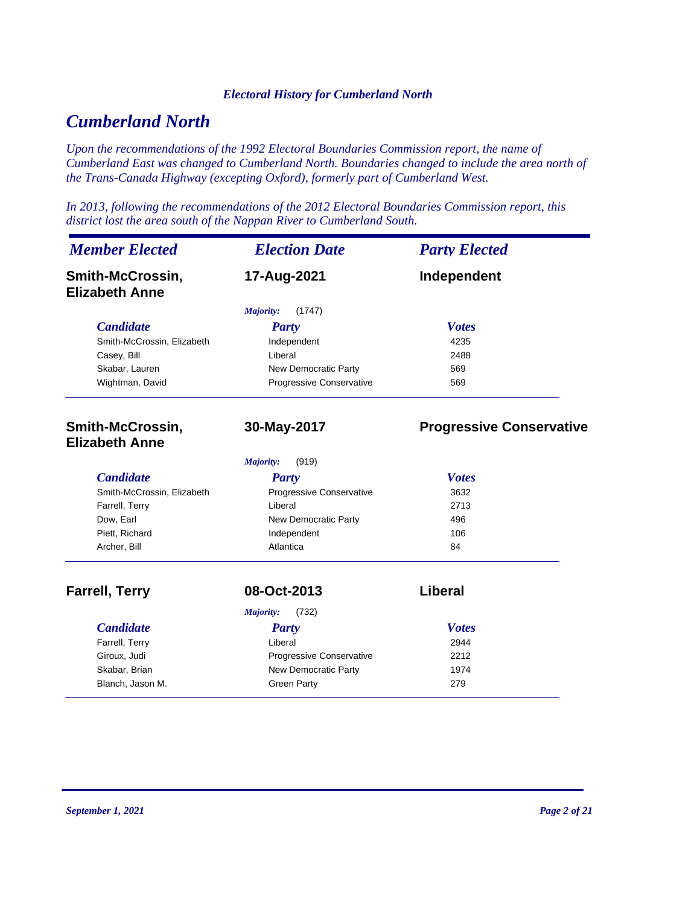# Cumberland North

*Upon the recommendations of the 1992 Electoral Boundaries Commission report, the name of Cumberland East was changed to Cumberland North. Boundaries changed to include the area north of the Trans-Canada Highway (excepting Oxford), formerly part of Cumberland West.*

*In 2013, following the recommendations of the 2012 Electoral Boundaries Commission report, this district lost the area south of the Nappan River to Cumberland South.*

| *Member Elected* | *Election Date* | *Party Elected* |
|---|---|---|
| **Smith-McCrossin, Elizabeth Anne** | **17-Aug-2021** | **Independent** |

*Majority:* (1747)

| *Candidate* | *Party* | *Votes* |
|---|---|---|
| Smith-McCrossin, Elizabeth | Independent | 4235 |
| Casey, Bill | Liberal | 2488 |
| Skabar, Lauren | New Democratic Party | 569 |
| Wightman, David | Progressive Conservative | 569 |

| *Member Elected* | *Election Date* | *Party Elected* |
|---|---|---|
| **Smith-McCrossin, Elizabeth Anne** | **30-May-2017** | **Progressive Conservative** |

*Majority:* (919)

| *Candidate* | *Party* | *Votes* |
|---|---|---|
| Smith-McCrossin, Elizabeth | Progressive Conservative | 3632 |
| Farrell, Terry | Liberal | 2713 |
| Dow, Earl | New Democratic Party | 496 |
| Plett, Richard | Independent | 106 |
| Archer, Bill | Atlantica | 84 |

| *Member Elected* | *Election Date* | *Party Elected* |
|---|---|---|
| **Farrell, Terry** | **08-Oct-2013** | **Liberal** |

*Majority:* (732)

| *Candidate* | *Party* | *Votes* |
|---|---|---|
| Farrell, Terry | Liberal | 2944 |
| Giroux, Judi | Progressive Conservative | 2212 |
| Skabar, Brian | New Democratic Party | 1974 |
| Blanch, Jason M. | Green Party | 279 |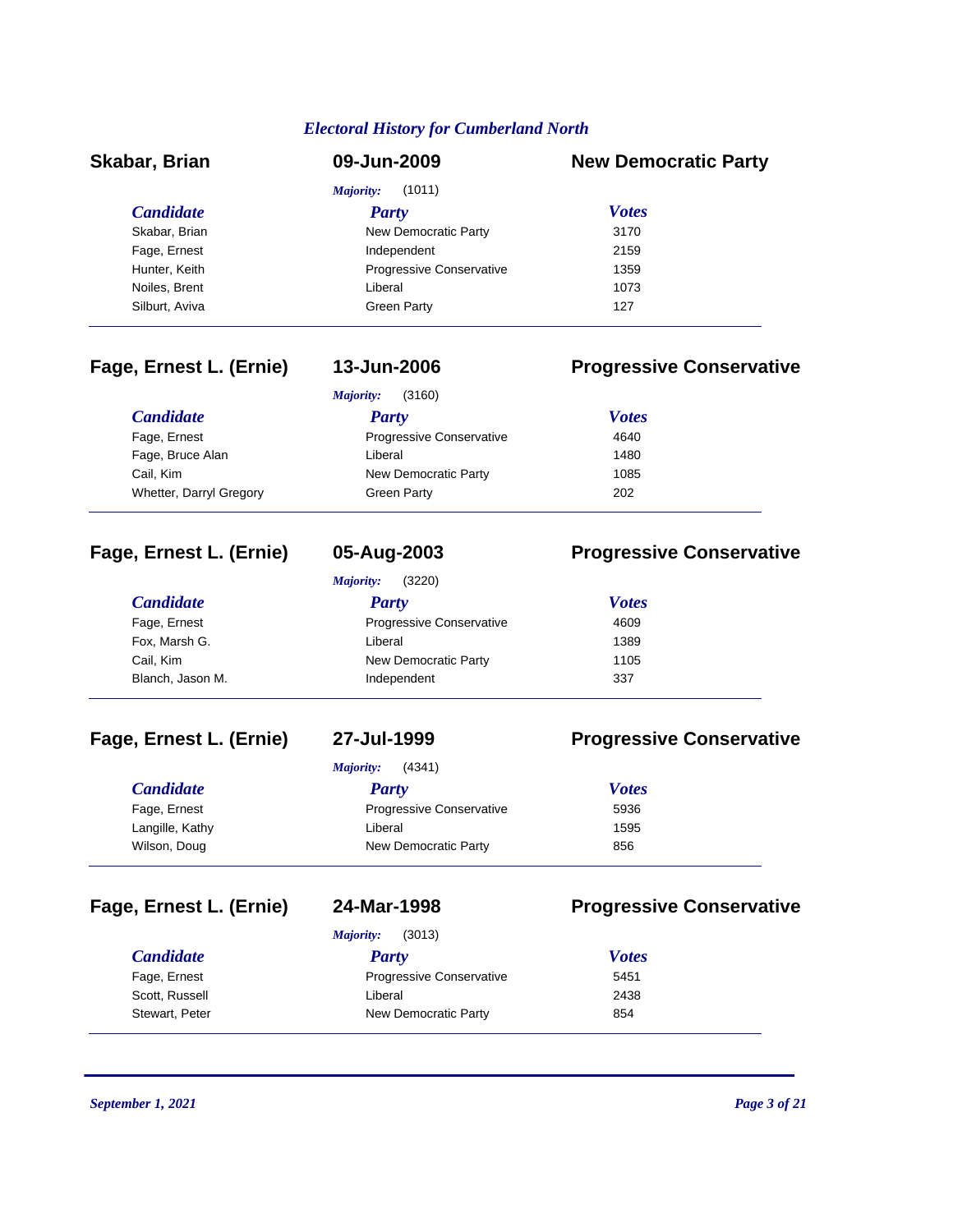## Electoral History for Cumberland North

### Skabar, Brian — 09-Jun-2009 — New Democratic Party

*Majority:* (1011)

| Candidate | Party | Votes |
|---|---|---|
| Skabar, Brian | New Democratic Party | 3170 |
| Fage, Ernest | Independent | 2159 |
| Hunter, Keith | Progressive Conservative | 1359 |
| Noiles, Brent | Liberal | 1073 |
| Silburt, Aviva | Green Party | 127 |

### Fage, Ernest L. (Ernie) — 13-Jun-2006 — Progressive Conservative

*Majority:* (3160)

| Candidate | Party | Votes |
|---|---|---|
| Fage, Ernest | Progressive Conservative | 4640 |
| Fage, Bruce Alan | Liberal | 1480 |
| Cail, Kim | New Democratic Party | 1085 |
| Whetter, Darryl Gregory | Green Party | 202 |

### Fage, Ernest L. (Ernie) — 05-Aug-2003 — Progressive Conservative

*Majority:* (3220)

| Candidate | Party | Votes |
|---|---|---|
| Fage, Ernest | Progressive Conservative | 4609 |
| Fox, Marsh G. | Liberal | 1389 |
| Cail, Kim | New Democratic Party | 1105 |
| Blanch, Jason M. | Independent | 337 |

### Fage, Ernest L. (Ernie) — 27-Jul-1999 — Progressive Conservative

*Majority:* (4341)

| Candidate | Party | Votes |
|---|---|---|
| Fage, Ernest | Progressive Conservative | 5936 |
| Langille, Kathy | Liberal | 1595 |
| Wilson, Doug | New Democratic Party | 856 |

### Fage, Ernest L. (Ernie) — 24-Mar-1998 — Progressive Conservative

*Majority:* (3013)

| Candidate | Party | Votes |
|---|---|---|
| Fage, Ernest | Progressive Conservative | 5451 |
| Scott, Russell | Liberal | 2438 |
| Stewart, Peter | New Democratic Party | 854 |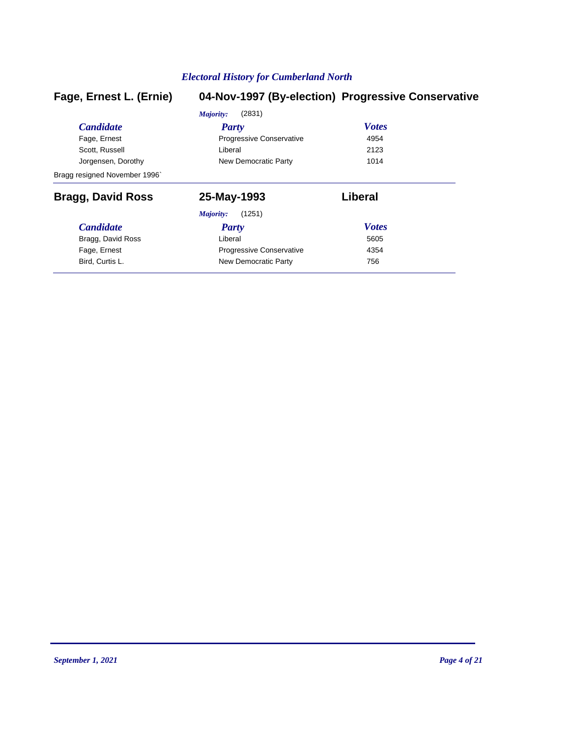## Electoral History for Cumberland North

### Fage, Ernest L. (Ernie) — 04-Nov-1997 (By-election) — Progressive Conservative

*Majority:* (2831)

| *Candidate* | *Party* | *Votes* |
|---|---|---|
| Fage, Ernest | Progressive Conservative | 4954 |
| Scott, Russell | Liberal | 2123 |
| Jorgensen, Dorothy | New Democratic Party | 1014 |

Bragg resigned November 1996`

### Bragg, David Ross — 25-May-1993 — Liberal

*Majority:* (1251)

| *Candidate* | *Party* | *Votes* |
|---|---|---|
| Bragg, David Ross | Liberal | 5605 |
| Fage, Ernest | Progressive Conservative | 4354 |
| Bird, Curtis L. | New Democratic Party | 756 |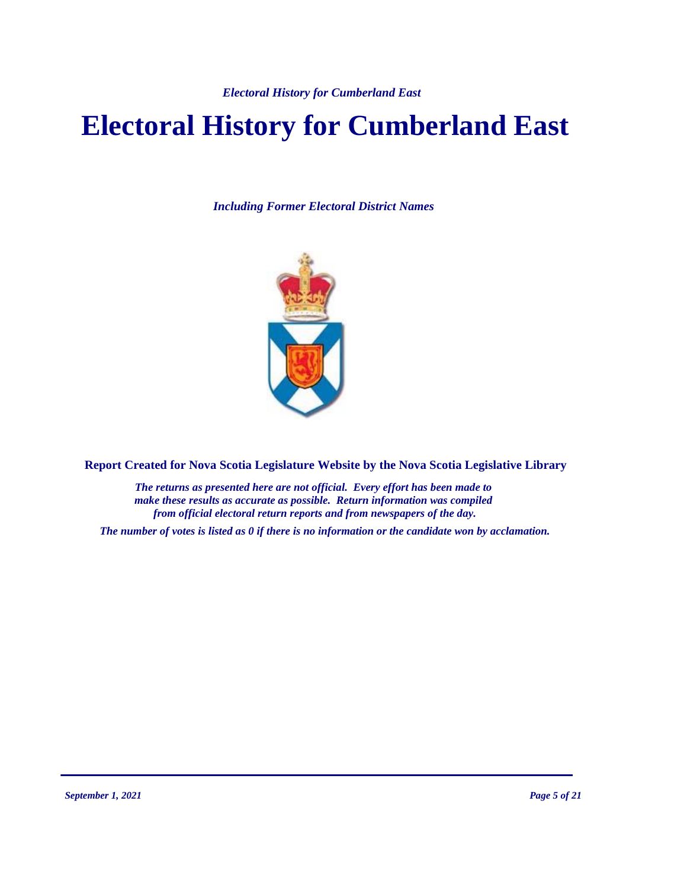# Electoral History for Cumberland East

*Including Former Electoral District Names*

**Report Created for Nova Scotia Legislature Website by the Nova Scotia Legislative Library**

*The returns as presented here are not official. Every effort has been made to make these results as accurate as possible. Return information was compiled from official electoral return reports and from newspapers of the day.*

*The number of votes is listed as 0 if there is no information or the candidate won by acclamation.*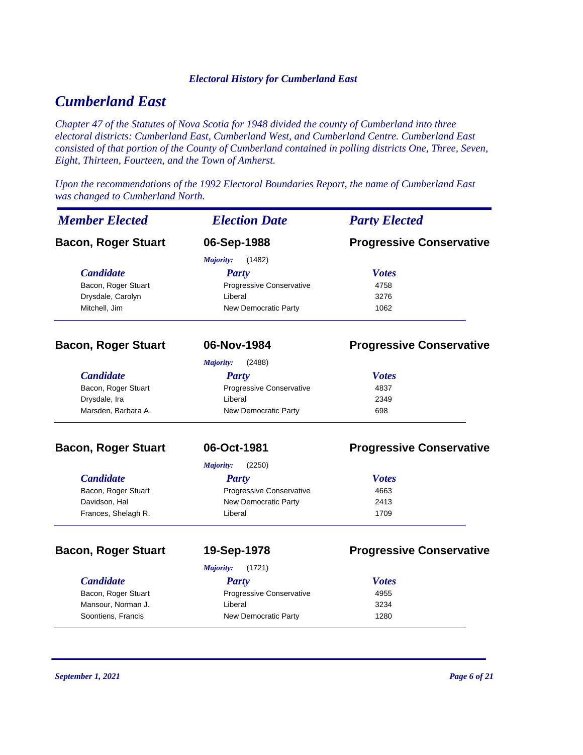*Electoral History for Cumberland East*

# *Cumberland East*

*Chapter 47 of the Statutes of Nova Scotia for 1948 divided the county of Cumberland into three electoral districts: Cumberland East, Cumberland West, and Cumberland Centre. Cumberland East consisted of that portion of the County of Cumberland contained in polling districts One, Three, Seven, Eight, Thirteen, Fourteen, and the Town of Amherst.*

*Upon the recommendations of the 1992 Electoral Boundaries Report, the name of Cumberland East was changed to Cumberland North.*

| *Member Elected* | *Election Date* | *Party Elected* |
|---|---|---|
| **Bacon, Roger Stuart** | **06-Sep-1988** | **Progressive Conservative** |

*Majority:* (1482)

| *Candidate* | *Party* | *Votes* |
|---|---|---|
| Bacon, Roger Stuart | Progressive Conservative | 4758 |
| Drysdale, Carolyn | Liberal | 3276 |
| Mitchell, Jim | New Democratic Party | 1062 |

| *Member Elected* | *Election Date* | *Party Elected* |
|---|---|---|
| **Bacon, Roger Stuart** | **06-Nov-1984** | **Progressive Conservative** |

*Majority:* (2488)

| *Candidate* | *Party* | *Votes* |
|---|---|---|
| Bacon, Roger Stuart | Progressive Conservative | 4837 |
| Drysdale, Ira | Liberal | 2349 |
| Marsden, Barbara A. | New Democratic Party | 698 |

| *Member Elected* | *Election Date* | *Party Elected* |
|---|---|---|
| **Bacon, Roger Stuart** | **06-Oct-1981** | **Progressive Conservative** |

*Majority:* (2250)

| *Candidate* | *Party* | *Votes* |
|---|---|---|
| Bacon, Roger Stuart | Progressive Conservative | 4663 |
| Davidson, Hal | New Democratic Party | 2413 |
| Frances, Shelagh R. | Liberal | 1709 |

| *Member Elected* | *Election Date* | *Party Elected* |
|---|---|---|
| **Bacon, Roger Stuart** | **19-Sep-1978** | **Progressive Conservative** |

*Majority:* (1721)

| *Candidate* | *Party* | *Votes* |
|---|---|---|
| Bacon, Roger Stuart | Progressive Conservative | 4955 |
| Mansour, Norman J. | Liberal | 3234 |
| Soontiens, Francis | New Democratic Party | 1280 |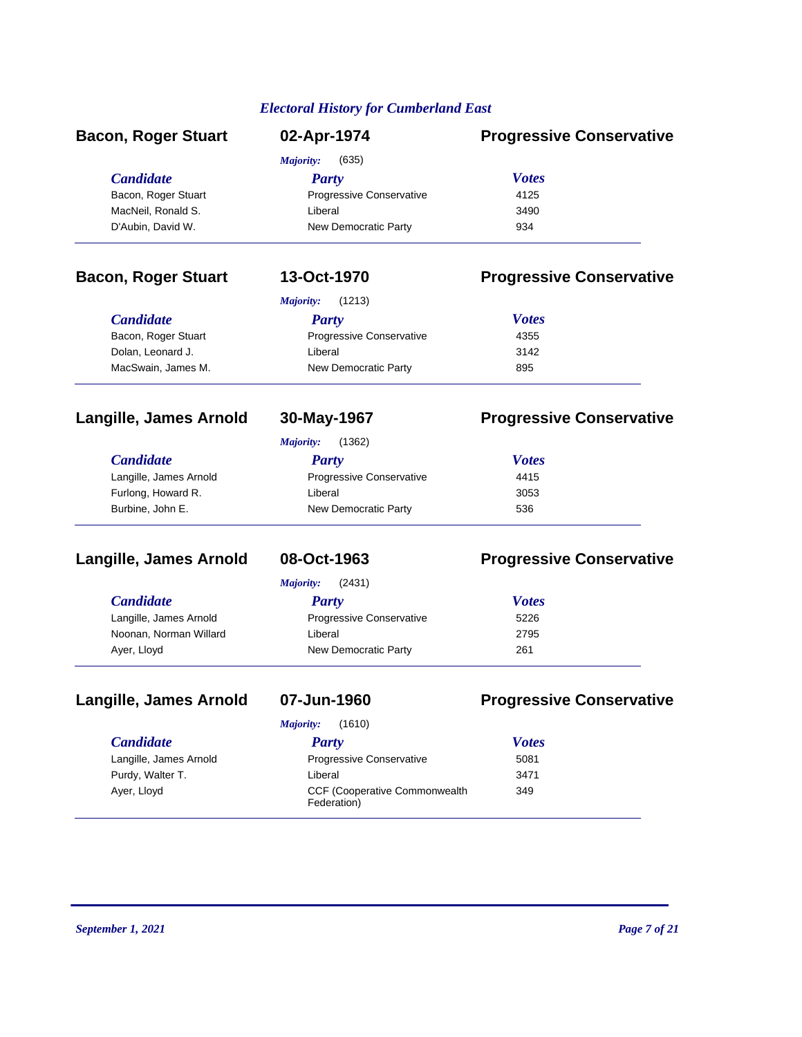## *Electoral History for Cumberland East*

### Bacon, Roger Stuart — 02-Apr-1974 — Progressive Conservative

*Majority:* (635)

| *Candidate* | *Party* | *Votes* |
| --- | --- | --- |
| Bacon, Roger Stuart | Progressive Conservative | 4125 |
| MacNeil, Ronald S. | Liberal | 3490 |
| D'Aubin, David W. | New Democratic Party | 934 |

### Bacon, Roger Stuart — 13-Oct-1970 — Progressive Conservative

*Majority:* (1213)

| *Candidate* | *Party* | *Votes* |
| --- | --- | --- |
| Bacon, Roger Stuart | Progressive Conservative | 4355 |
| Dolan, Leonard J. | Liberal | 3142 |
| MacSwain, James M. | New Democratic Party | 895 |

### Langille, James Arnold — 30-May-1967 — Progressive Conservative

*Majority:* (1362)

| *Candidate* | *Party* | *Votes* |
| --- | --- | --- |
| Langille, James Arnold | Progressive Conservative | 4415 |
| Furlong, Howard R. | Liberal | 3053 |
| Burbine, John E. | New Democratic Party | 536 |

### Langille, James Arnold — 08-Oct-1963 — Progressive Conservative

*Majority:* (2431)

| *Candidate* | *Party* | *Votes* |
| --- | --- | --- |
| Langille, James Arnold | Progressive Conservative | 5226 |
| Noonan, Norman Willard | Liberal | 2795 |
| Ayer, Lloyd | New Democratic Party | 261 |

### Langille, James Arnold — 07-Jun-1960 — Progressive Conservative

*Majority:* (1610)

| *Candidate* | *Party* | *Votes* |
| --- | --- | --- |
| Langille, James Arnold | Progressive Conservative | 5081 |
| Purdy, Walter T. | Liberal | 3471 |
| Ayer, Lloyd | CCF (Cooperative Commonwealth Federation) | 349 |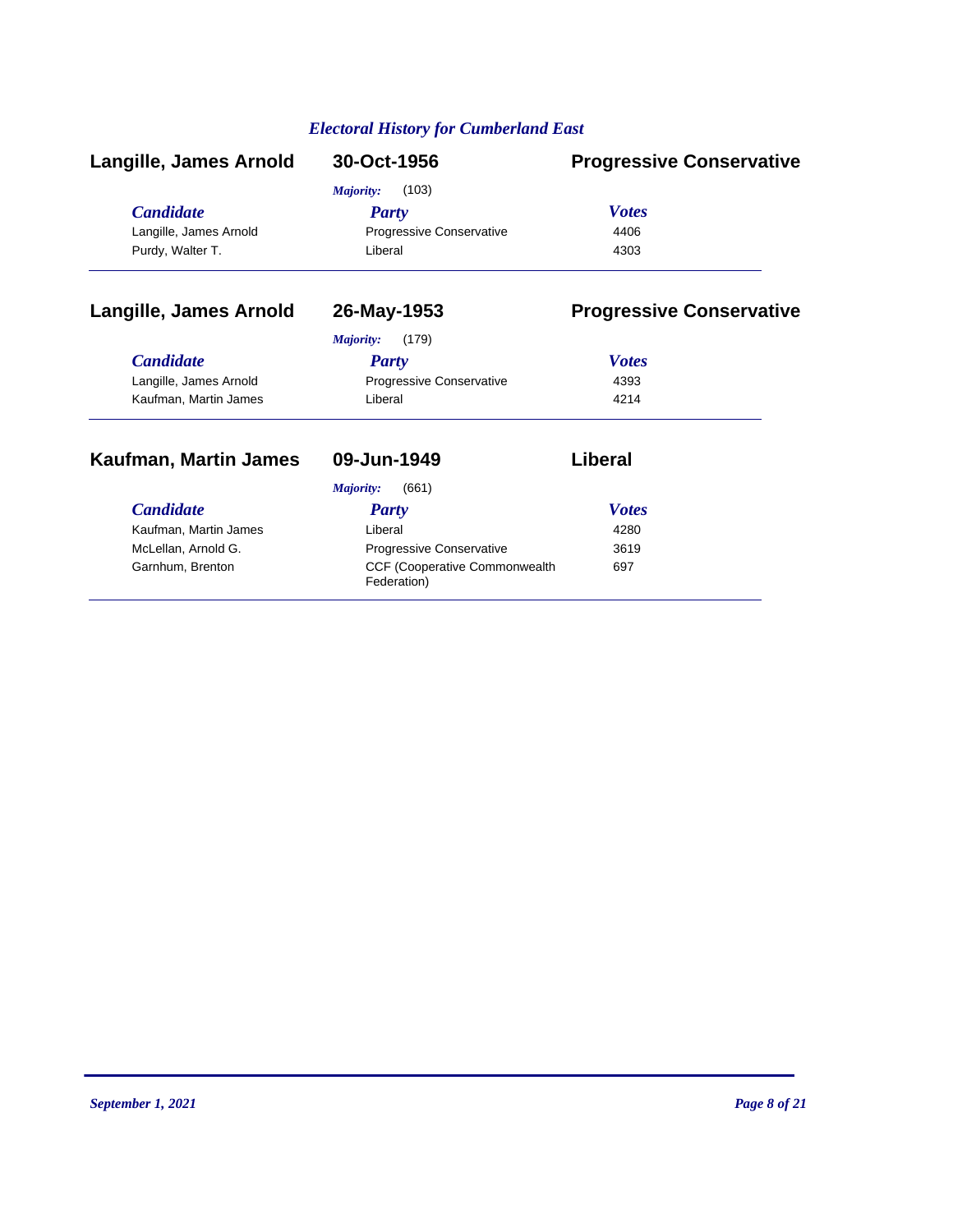## *Electoral History for Cumberland East*

### Langille, James Arnold — 30-Oct-1956 — Progressive Conservative

*Majority:* (103)

| *Candidate* | *Party* | *Votes* |
| --- | --- | --- |
| Langille, James Arnold | Progressive Conservative | 4406 |
| Purdy, Walter T. | Liberal | 4303 |

### Langille, James Arnold — 26-May-1953 — Progressive Conservative

*Majority:* (179)

| *Candidate* | *Party* | *Votes* |
| --- | --- | --- |
| Langille, James Arnold | Progressive Conservative | 4393 |
| Kaufman, Martin James | Liberal | 4214 |

### Kaufman, Martin James — 09-Jun-1949 — Liberal

*Majority:* (661)

| *Candidate* | *Party* | *Votes* |
| --- | --- | --- |
| Kaufman, Martin James | Liberal | 4280 |
| McLellan, Arnold G. | Progressive Conservative | 3619 |
| Garnhum, Brenton | CCF (Cooperative Commonwealth Federation) | 697 |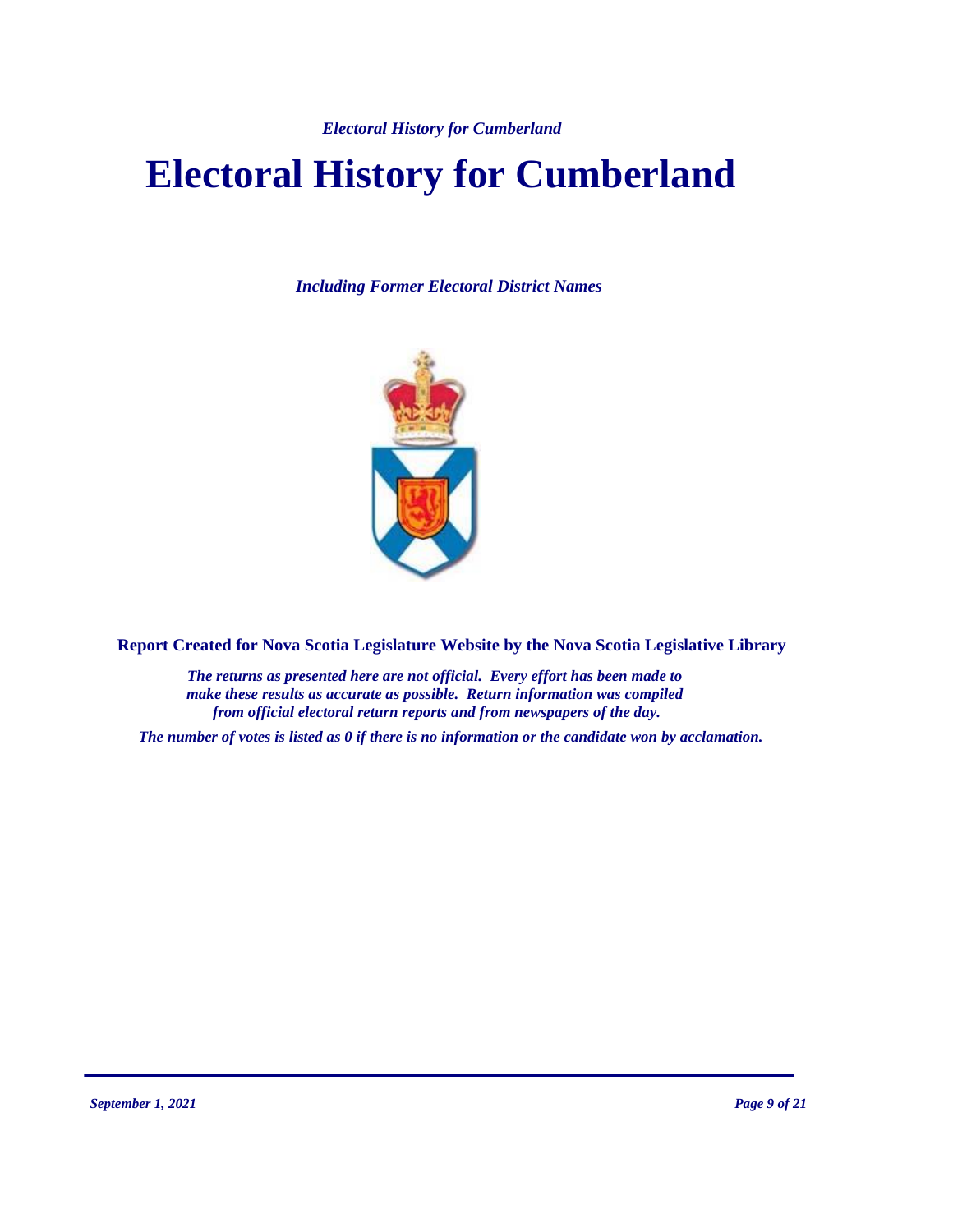# Electoral History for Cumberland

*Including Former Electoral District Names*

**Report Created for Nova Scotia Legislature Website by the Nova Scotia Legislative Library**

*The returns as presented here are not official. Every effort has been made to make these results as accurate as possible. Return information was compiled from official electoral return reports and from newspapers of the day.*

*The number of votes is listed as 0 if there is no information or the candidate won by acclamation.*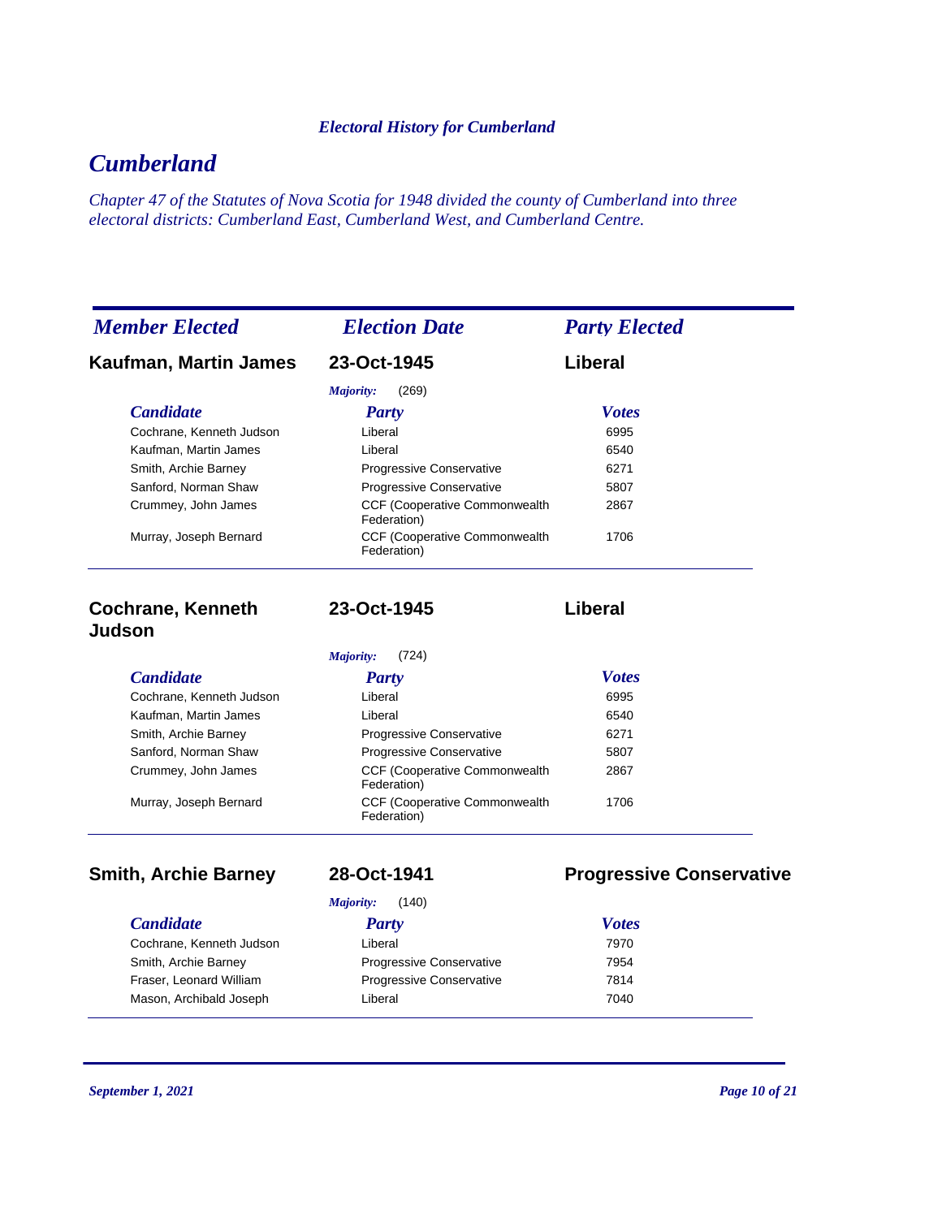*Electoral History for Cumberland*

# *Cumberland*

*Chapter 47 of the Statutes of Nova Scotia for 1948 divided the county of Cumberland into three electoral districts: Cumberland East, Cumberland West, and Cumberland Centre.*

| *Member Elected* | *Election Date* | *Party Elected* |
|---|---|---|

### Kaufman, Martin James — 23-Oct-1945 — Liberal

*Majority:* (269)

| *Candidate* | *Party* | *Votes* |
|---|---|---|
| Cochrane, Kenneth Judson | Liberal | 6995 |
| Kaufman, Martin James | Liberal | 6540 |
| Smith, Archie Barney | Progressive Conservative | 6271 |
| Sanford, Norman Shaw | Progressive Conservative | 5807 |
| Crummey, John James | CCF (Cooperative Commonwealth Federation) | 2867 |
| Murray, Joseph Bernard | CCF (Cooperative Commonwealth Federation) | 1706 |

### Cochrane, Kenneth Judson — 23-Oct-1945 — Liberal

*Majority:* (724)

| *Candidate* | *Party* | *Votes* |
|---|---|---|
| Cochrane, Kenneth Judson | Liberal | 6995 |
| Kaufman, Martin James | Liberal | 6540 |
| Smith, Archie Barney | Progressive Conservative | 6271 |
| Sanford, Norman Shaw | Progressive Conservative | 5807 |
| Crummey, John James | CCF (Cooperative Commonwealth Federation) | 2867 |
| Murray, Joseph Bernard | CCF (Cooperative Commonwealth Federation) | 1706 |

### Smith, Archie Barney — 28-Oct-1941 — Progressive Conservative

*Majority:* (140)

| *Candidate* | *Party* | *Votes* |
|---|---|---|
| Cochrane, Kenneth Judson | Liberal | 7970 |
| Smith, Archie Barney | Progressive Conservative | 7954 |
| Fraser, Leonard William | Progressive Conservative | 7814 |
| Mason, Archibald Joseph | Liberal | 7040 |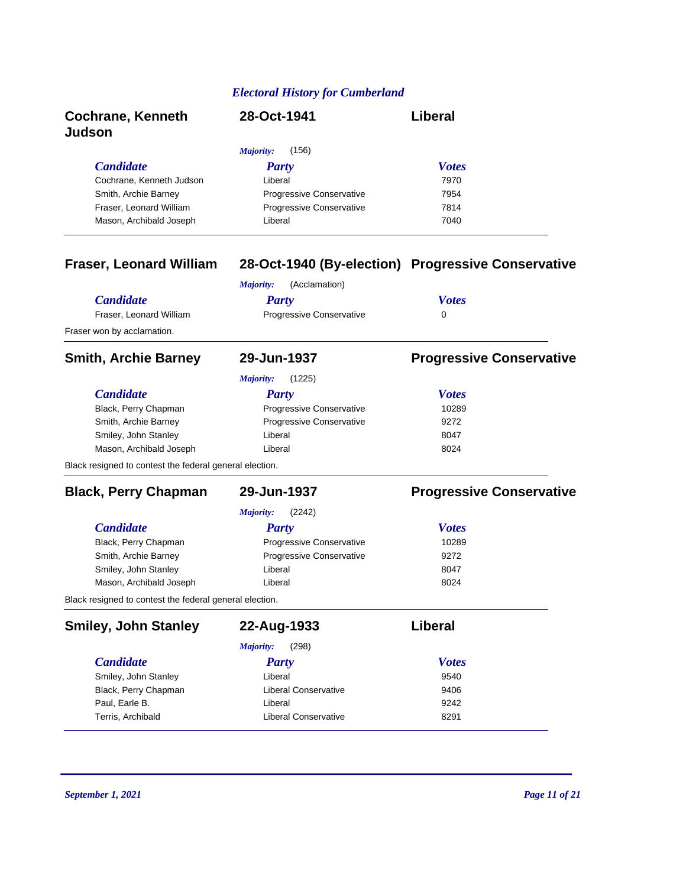*Electoral History for Cumberland*

## Cochrane, Kenneth Judson — 28-Oct-1941 — Liberal

*Majority:* (156)

| Candidate | Party | Votes |
| --- | --- | --- |
| Cochrane, Kenneth Judson | Liberal | 7970 |
| Smith, Archie Barney | Progressive Conservative | 7954 |
| Fraser, Leonard William | Progressive Conservative | 7814 |
| Mason, Archibald Joseph | Liberal | 7040 |

## Fraser, Leonard William — 28-Oct-1940 (By-election) — Progressive Conservative

*Majority:* (Acclamation)

| Candidate | Party | Votes |
| --- | --- | --- |
| Fraser, Leonard William | Progressive Conservative | 0 |

Fraser won by acclamation.

## Smith, Archie Barney — 29-Jun-1937 — Progressive Conservative

*Majority:* (1225)

| Candidate | Party | Votes |
| --- | --- | --- |
| Black, Perry Chapman | Progressive Conservative | 10289 |
| Smith, Archie Barney | Progressive Conservative | 9272 |
| Smiley, John Stanley | Liberal | 8047 |
| Mason, Archibald Joseph | Liberal | 8024 |

Black resigned to contest the federal general election.

## Black, Perry Chapman — 29-Jun-1937 — Progressive Conservative

*Majority:* (2242)

| Candidate | Party | Votes |
| --- | --- | --- |
| Black, Perry Chapman | Progressive Conservative | 10289 |
| Smith, Archie Barney | Progressive Conservative | 9272 |
| Smiley, John Stanley | Liberal | 8047 |
| Mason, Archibald Joseph | Liberal | 8024 |

Black resigned to contest the federal general election.

## Smiley, John Stanley — 22-Aug-1933 — Liberal

*Majority:* (298)

| Candidate | Party | Votes |
| --- | --- | --- |
| Smiley, John Stanley | Liberal | 9540 |
| Black, Perry Chapman | Liberal Conservative | 9406 |
| Paul, Earle B. | Liberal | 9242 |
| Terris, Archibald | Liberal Conservative | 8291 |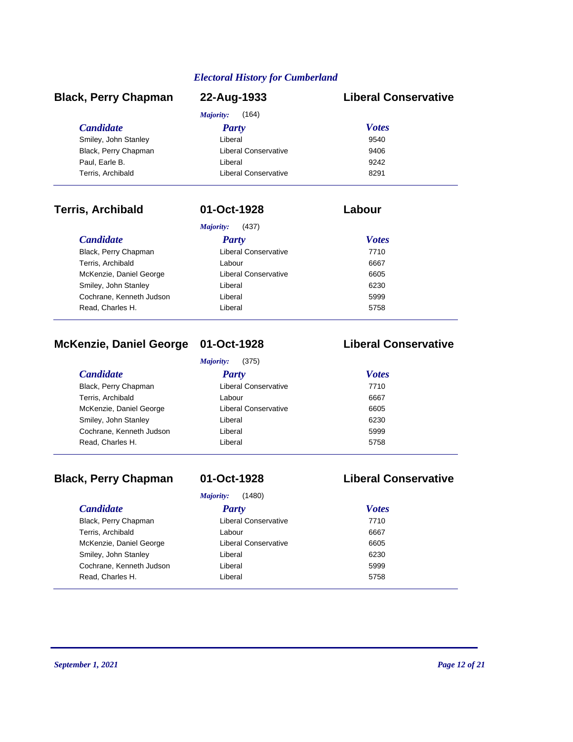## Black, Perry Chapman — 22-Aug-1933 — Liberal Conservative

*Majority:* (164)

| Candidate | Party | Votes |
|---|---|---|
| Smiley, John Stanley | Liberal | 9540 |
| Black, Perry Chapman | Liberal Conservative | 9406 |
| Paul, Earle B. | Liberal | 9242 |
| Terris, Archibald | Liberal Conservative | 8291 |

## Terris, Archibald — 01-Oct-1928 — Labour

*Majority:* (437)

| Candidate | Party | Votes |
|---|---|---|
| Black, Perry Chapman | Liberal Conservative | 7710 |
| Terris, Archibald | Labour | 6667 |
| McKenzie, Daniel George | Liberal Conservative | 6605 |
| Smiley, John Stanley | Liberal | 6230 |
| Cochrane, Kenneth Judson | Liberal | 5999 |
| Read, Charles H. | Liberal | 5758 |

## McKenzie, Daniel George — 01-Oct-1928 — Liberal Conservative

*Majority:* (375)

| Candidate | Party | Votes |
|---|---|---|
| Black, Perry Chapman | Liberal Conservative | 7710 |
| Terris, Archibald | Labour | 6667 |
| McKenzie, Daniel George | Liberal Conservative | 6605 |
| Smiley, John Stanley | Liberal | 6230 |
| Cochrane, Kenneth Judson | Liberal | 5999 |
| Read, Charles H. | Liberal | 5758 |

## Black, Perry Chapman — 01-Oct-1928 — Liberal Conservative

*Majority:* (1480)

| Candidate | Party | Votes |
|---|---|---|
| Black, Perry Chapman | Liberal Conservative | 7710 |
| Terris, Archibald | Labour | 6667 |
| McKenzie, Daniel George | Liberal Conservative | 6605 |
| Smiley, John Stanley | Liberal | 6230 |
| Cochrane, Kenneth Judson | Liberal | 5999 |
| Read, Charles H. | Liberal | 5758 |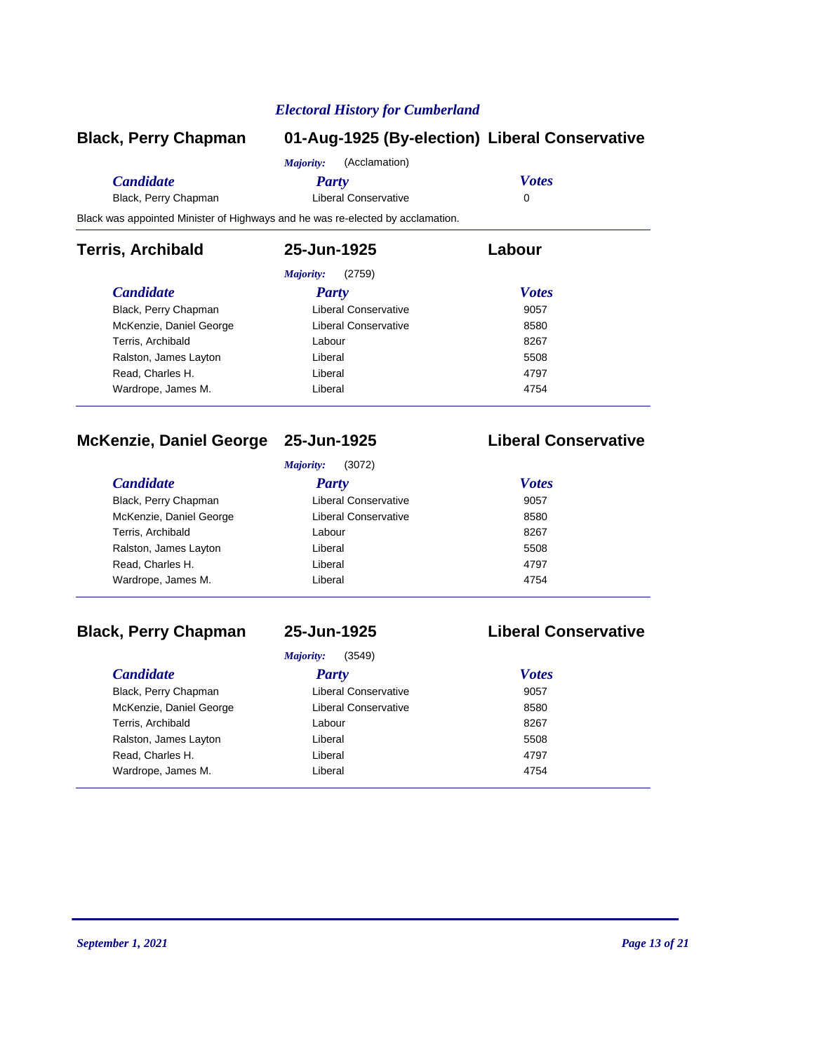## Black, Perry Chapman — 01-Aug-1925 (By-election) — Liberal Conservative

*Majority:* (Acclamation)

| *Candidate* | *Party* | *Votes* |
|---|---|---|
| Black, Perry Chapman | Liberal Conservative | 0 |

Black was appointed Minister of Highways and he was re-elected by acclamation.

## Terris, Archibald — 25-Jun-1925 — Labour

*Majority:* (2759)

| *Candidate* | *Party* | *Votes* |
|---|---|---|
| Black, Perry Chapman | Liberal Conservative | 9057 |
| McKenzie, Daniel George | Liberal Conservative | 8580 |
| Terris, Archibald | Labour | 8267 |
| Ralston, James Layton | Liberal | 5508 |
| Read, Charles H. | Liberal | 4797 |
| Wardrope, James M. | Liberal | 4754 |

## McKenzie, Daniel George — 25-Jun-1925 — Liberal Conservative

*Majority:* (3072)

| *Candidate* | *Party* | *Votes* |
|---|---|---|
| Black, Perry Chapman | Liberal Conservative | 9057 |
| McKenzie, Daniel George | Liberal Conservative | 8580 |
| Terris, Archibald | Labour | 8267 |
| Ralston, James Layton | Liberal | 5508 |
| Read, Charles H. | Liberal | 4797 |
| Wardrope, James M. | Liberal | 4754 |

## Black, Perry Chapman — 25-Jun-1925 — Liberal Conservative

*Majority:* (3549)

| *Candidate* | *Party* | *Votes* |
|---|---|---|
| Black, Perry Chapman | Liberal Conservative | 9057 |
| McKenzie, Daniel George | Liberal Conservative | 8580 |
| Terris, Archibald | Labour | 8267 |
| Ralston, James Layton | Liberal | 5508 |
| Read, Charles H. | Liberal | 4797 |
| Wardrope, James M. | Liberal | 4754 |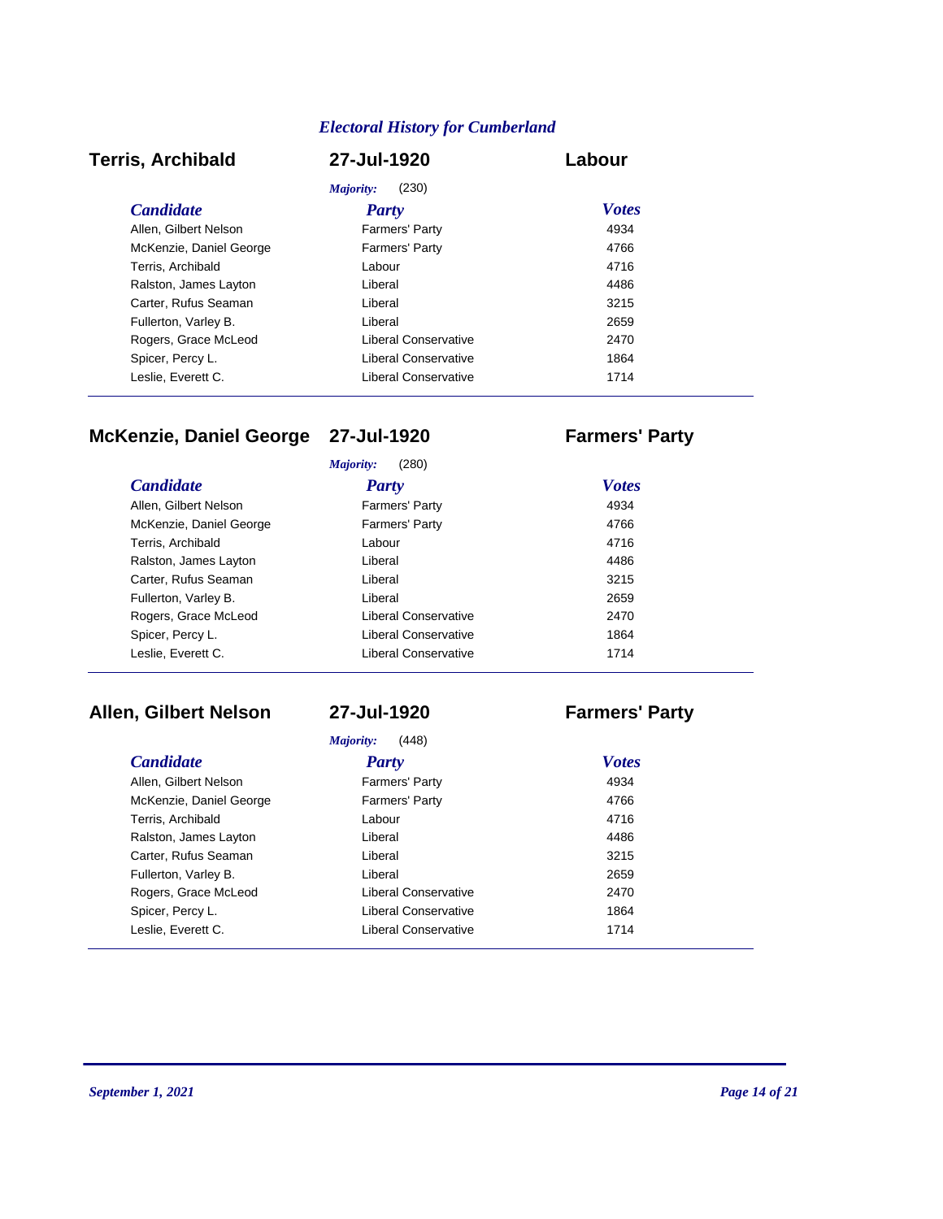## Terris, Archibald — 27-Jul-1920 — Labour

*Majority:* (230)

| Candidate | Party | Votes |
|---|---|---|
| Allen, Gilbert Nelson | Farmers' Party | 4934 |
| McKenzie, Daniel George | Farmers' Party | 4766 |
| Terris, Archibald | Labour | 4716 |
| Ralston, James Layton | Liberal | 4486 |
| Carter, Rufus Seaman | Liberal | 3215 |
| Fullerton, Varley B. | Liberal | 2659 |
| Rogers, Grace McLeod | Liberal Conservative | 2470 |
| Spicer, Percy L. | Liberal Conservative | 1864 |
| Leslie, Everett C. | Liberal Conservative | 1714 |

---

## McKenzie, Daniel George — 27-Jul-1920 — Farmers' Party

*Majority:* (280)

| Candidate | Party | Votes |
|---|---|---|
| Allen, Gilbert Nelson | Farmers' Party | 4934 |
| McKenzie, Daniel George | Farmers' Party | 4766 |
| Terris, Archibald | Labour | 4716 |
| Ralston, James Layton | Liberal | 4486 |
| Carter, Rufus Seaman | Liberal | 3215 |
| Fullerton, Varley B. | Liberal | 2659 |
| Rogers, Grace McLeod | Liberal Conservative | 2470 |
| Spicer, Percy L. | Liberal Conservative | 1864 |
| Leslie, Everett C. | Liberal Conservative | 1714 |

---

## Allen, Gilbert Nelson — 27-Jul-1920 — Farmers' Party

*Majority:* (448)

| Candidate | Party | Votes |
|---|---|---|
| Allen, Gilbert Nelson | Farmers' Party | 4934 |
| McKenzie, Daniel George | Farmers' Party | 4766 |
| Terris, Archibald | Labour | 4716 |
| Ralston, James Layton | Liberal | 4486 |
| Carter, Rufus Seaman | Liberal | 3215 |
| Fullerton, Varley B. | Liberal | 2659 |
| Rogers, Grace McLeod | Liberal Conservative | 2470 |
| Spicer, Percy L. | Liberal Conservative | 1864 |
| Leslie, Everett C. | Liberal Conservative | 1714 |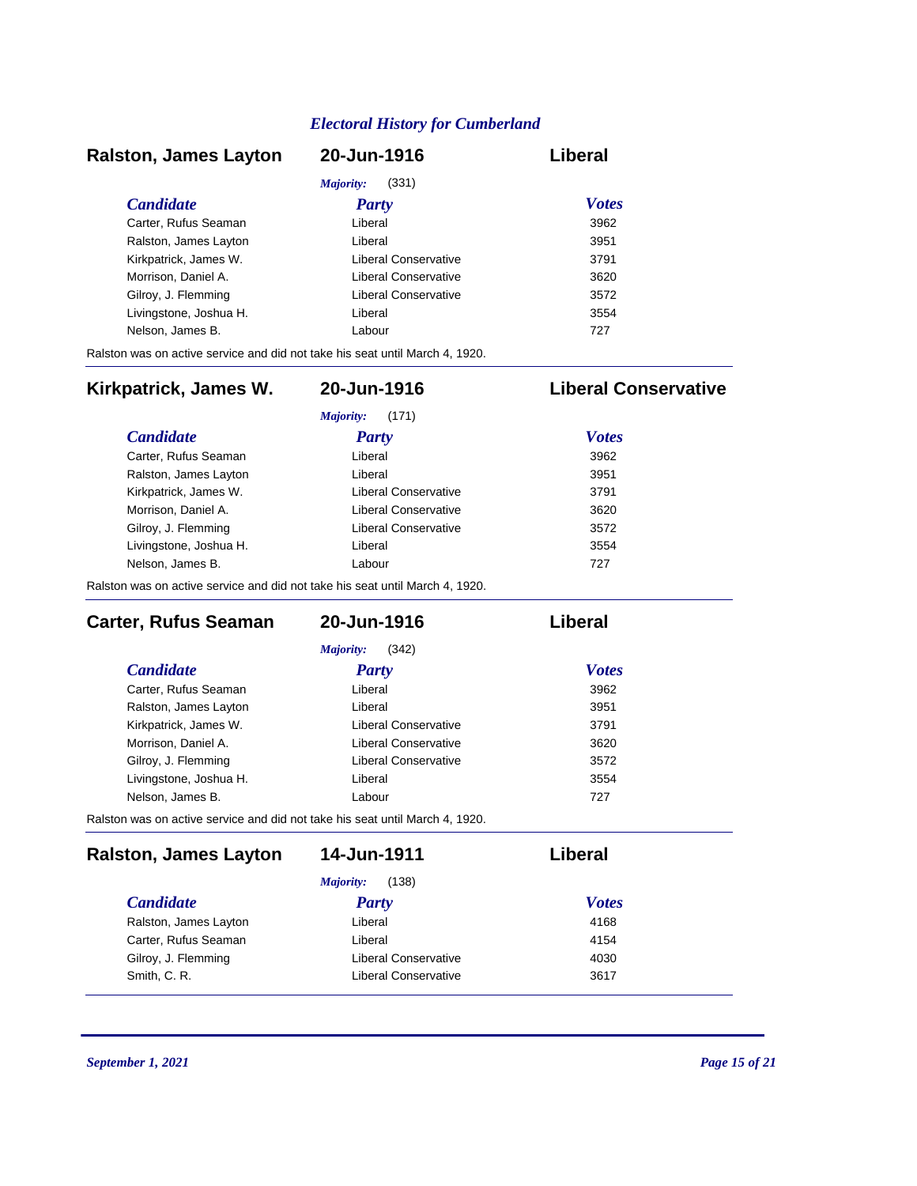## Ralston, James Layton — 20-Jun-1916 — Liberal

*Majority:* (331)

| Candidate | Party | Votes |
| --- | --- | --- |
| Carter, Rufus Seaman | Liberal | 3962 |
| Ralston, James Layton | Liberal | 3951 |
| Kirkpatrick, James W. | Liberal Conservative | 3791 |
| Morrison, Daniel A. | Liberal Conservative | 3620 |
| Gilroy, J. Flemming | Liberal Conservative | 3572 |
| Livingstone, Joshua H. | Liberal | 3554 |
| Nelson, James B. | Labour | 727 |

Ralston was on active service and did not take his seat until March 4, 1920.

## Kirkpatrick, James W. — 20-Jun-1916 — Liberal Conservative

*Majority:* (171)

| Candidate | Party | Votes |
| --- | --- | --- |
| Carter, Rufus Seaman | Liberal | 3962 |
| Ralston, James Layton | Liberal | 3951 |
| Kirkpatrick, James W. | Liberal Conservative | 3791 |
| Morrison, Daniel A. | Liberal Conservative | 3620 |
| Gilroy, J. Flemming | Liberal Conservative | 3572 |
| Livingstone, Joshua H. | Liberal | 3554 |
| Nelson, James B. | Labour | 727 |

Ralston was on active service and did not take his seat until March 4, 1920.

## Carter, Rufus Seaman — 20-Jun-1916 — Liberal

*Majority:* (342)

| Candidate | Party | Votes |
| --- | --- | --- |
| Carter, Rufus Seaman | Liberal | 3962 |
| Ralston, James Layton | Liberal | 3951 |
| Kirkpatrick, James W. | Liberal Conservative | 3791 |
| Morrison, Daniel A. | Liberal Conservative | 3620 |
| Gilroy, J. Flemming | Liberal Conservative | 3572 |
| Livingstone, Joshua H. | Liberal | 3554 |
| Nelson, James B. | Labour | 727 |

Ralston was on active service and did not take his seat until March 4, 1920.

## Ralston, James Layton — 14-Jun-1911 — Liberal

*Majority:* (138)

| Candidate | Party | Votes |
| --- | --- | --- |
| Ralston, James Layton | Liberal | 4168 |
| Carter, Rufus Seaman | Liberal | 4154 |
| Gilroy, J. Flemming | Liberal Conservative | 4030 |
| Smith, C. R. | Liberal Conservative | 3617 |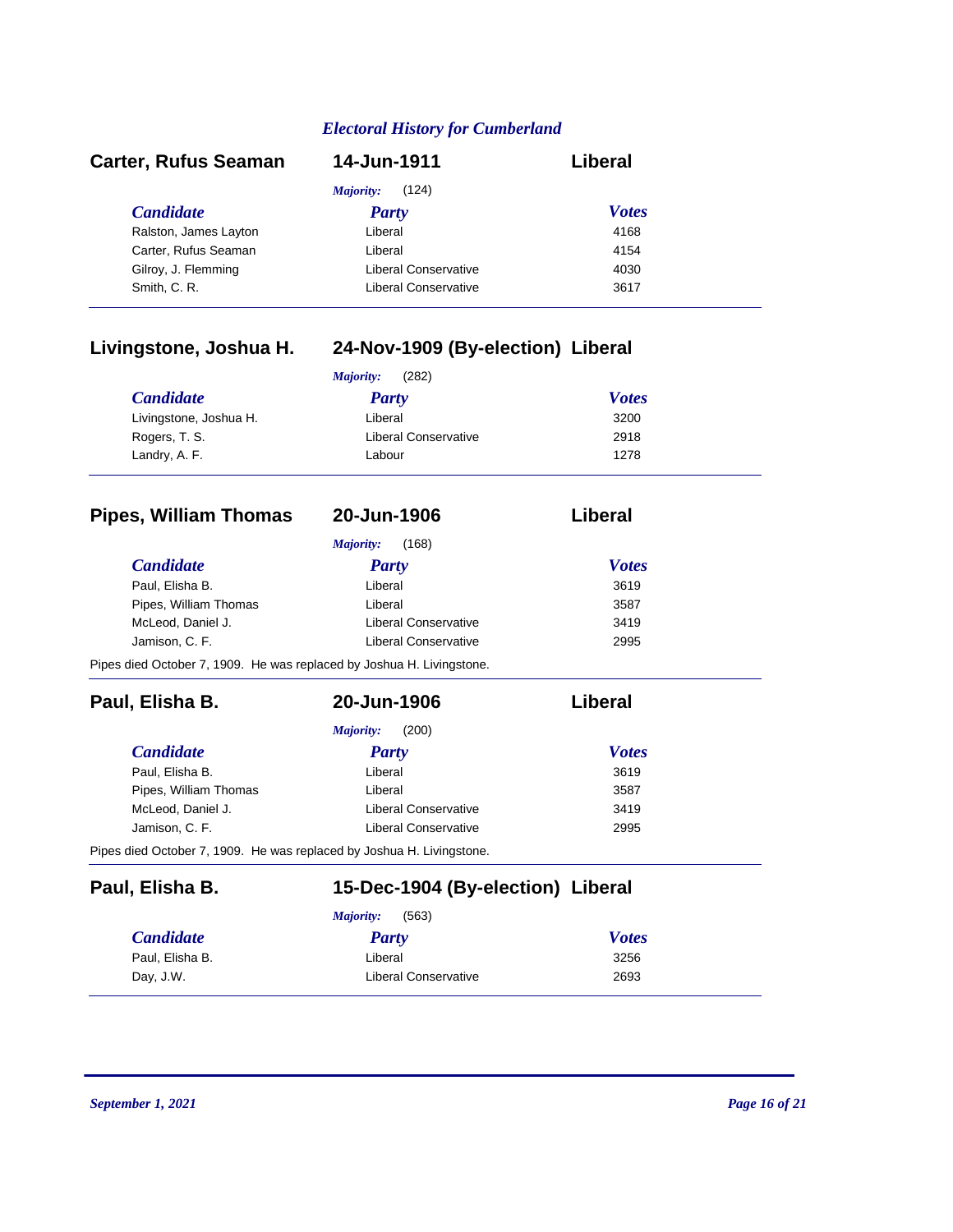## Electoral History for Cumberland

### Carter, Rufus Seaman — 14-Jun-1911 — Liberal

*Majority:* (124)

| Candidate | Party | Votes |
|---|---|---|
| Ralston, James Layton | Liberal | 4168 |
| Carter, Rufus Seaman | Liberal | 4154 |
| Gilroy, J. Flemming | Liberal Conservative | 4030 |
| Smith, C. R. | Liberal Conservative | 3617 |

### Livingstone, Joshua H. — 24-Nov-1909 (By-election) — Liberal

*Majority:* (282)

| Candidate | Party | Votes |
|---|---|---|
| Livingstone, Joshua H. | Liberal | 3200 |
| Rogers, T. S. | Liberal Conservative | 2918 |
| Landry, A. F. | Labour | 1278 |

### Pipes, William Thomas — 20-Jun-1906 — Liberal

*Majority:* (168)

| Candidate | Party | Votes |
|---|---|---|
| Paul, Elisha B. | Liberal | 3619 |
| Pipes, William Thomas | Liberal | 3587 |
| McLeod, Daniel J. | Liberal Conservative | 3419 |
| Jamison, C. F. | Liberal Conservative | 2995 |

Pipes died October 7, 1909. He was replaced by Joshua H. Livingstone.

### Paul, Elisha B. — 20-Jun-1906 — Liberal

*Majority:* (200)

| Candidate | Party | Votes |
|---|---|---|
| Paul, Elisha B. | Liberal | 3619 |
| Pipes, William Thomas | Liberal | 3587 |
| McLeod, Daniel J. | Liberal Conservative | 3419 |
| Jamison, C. F. | Liberal Conservative | 2995 |

Pipes died October 7, 1909. He was replaced by Joshua H. Livingstone.

### Paul, Elisha B. — 15-Dec-1904 (By-election) — Liberal

*Majority:* (563)

| Candidate | Party | Votes |
|---|---|---|
| Paul, Elisha B. | Liberal | 3256 |
| Day, J.W. | Liberal Conservative | 2693 |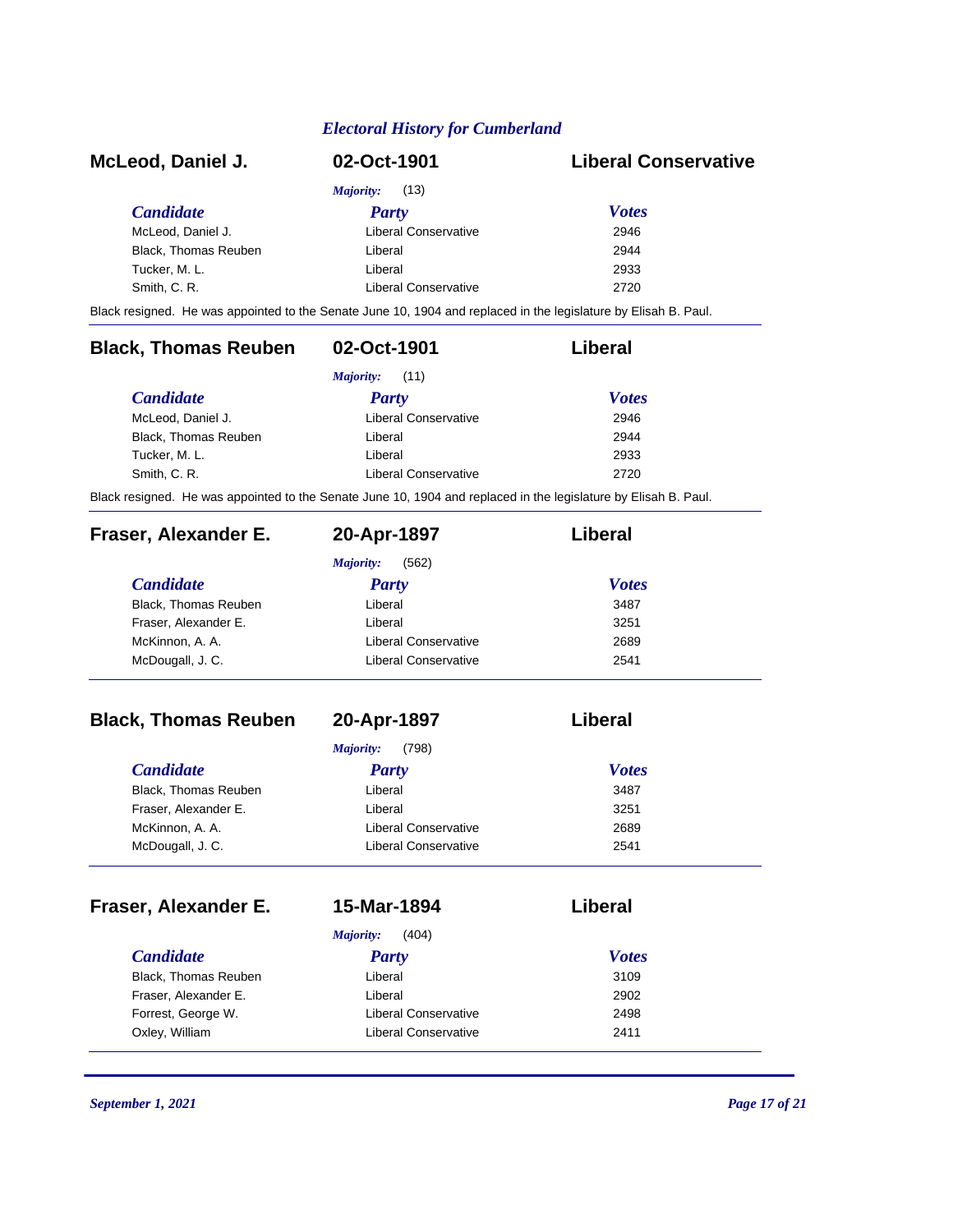## McLeod, Daniel J. — 02-Oct-1901 — Liberal Conservative

*Majority:* (13)

| Candidate | Party | Votes |
|---|---|---|
| McLeod, Daniel J. | Liberal Conservative | 2946 |
| Black, Thomas Reuben | Liberal | 2944 |
| Tucker, M. L. | Liberal | 2933 |
| Smith, C. R. | Liberal Conservative | 2720 |

Black resigned. He was appointed to the Senate June 10, 1904 and replaced in the legislature by Elisah B. Paul.

## Black, Thomas Reuben — 02-Oct-1901 — Liberal

*Majority:* (11)

| Candidate | Party | Votes |
|---|---|---|
| McLeod, Daniel J. | Liberal Conservative | 2946 |
| Black, Thomas Reuben | Liberal | 2944 |
| Tucker, M. L. | Liberal | 2933 |
| Smith, C. R. | Liberal Conservative | 2720 |

Black resigned. He was appointed to the Senate June 10, 1904 and replaced in the legislature by Elisah B. Paul.

## Fraser, Alexander E. — 20-Apr-1897 — Liberal

*Majority:* (562)

| Candidate | Party | Votes |
|---|---|---|
| Black, Thomas Reuben | Liberal | 3487 |
| Fraser, Alexander E. | Liberal | 3251 |
| McKinnon, A. A. | Liberal Conservative | 2689 |
| McDougall, J. C. | Liberal Conservative | 2541 |

## Black, Thomas Reuben — 20-Apr-1897 — Liberal

*Majority:* (798)

| Candidate | Party | Votes |
|---|---|---|
| Black, Thomas Reuben | Liberal | 3487 |
| Fraser, Alexander E. | Liberal | 3251 |
| McKinnon, A. A. | Liberal Conservative | 2689 |
| McDougall, J. C. | Liberal Conservative | 2541 |

## Fraser, Alexander E. — 15-Mar-1894 — Liberal

*Majority:* (404)

| Candidate | Party | Votes |
|---|---|---|
| Black, Thomas Reuben | Liberal | 3109 |
| Fraser, Alexander E. | Liberal | 2902 |
| Forrest, George W. | Liberal Conservative | 2498 |
| Oxley, William | Liberal Conservative | 2411 |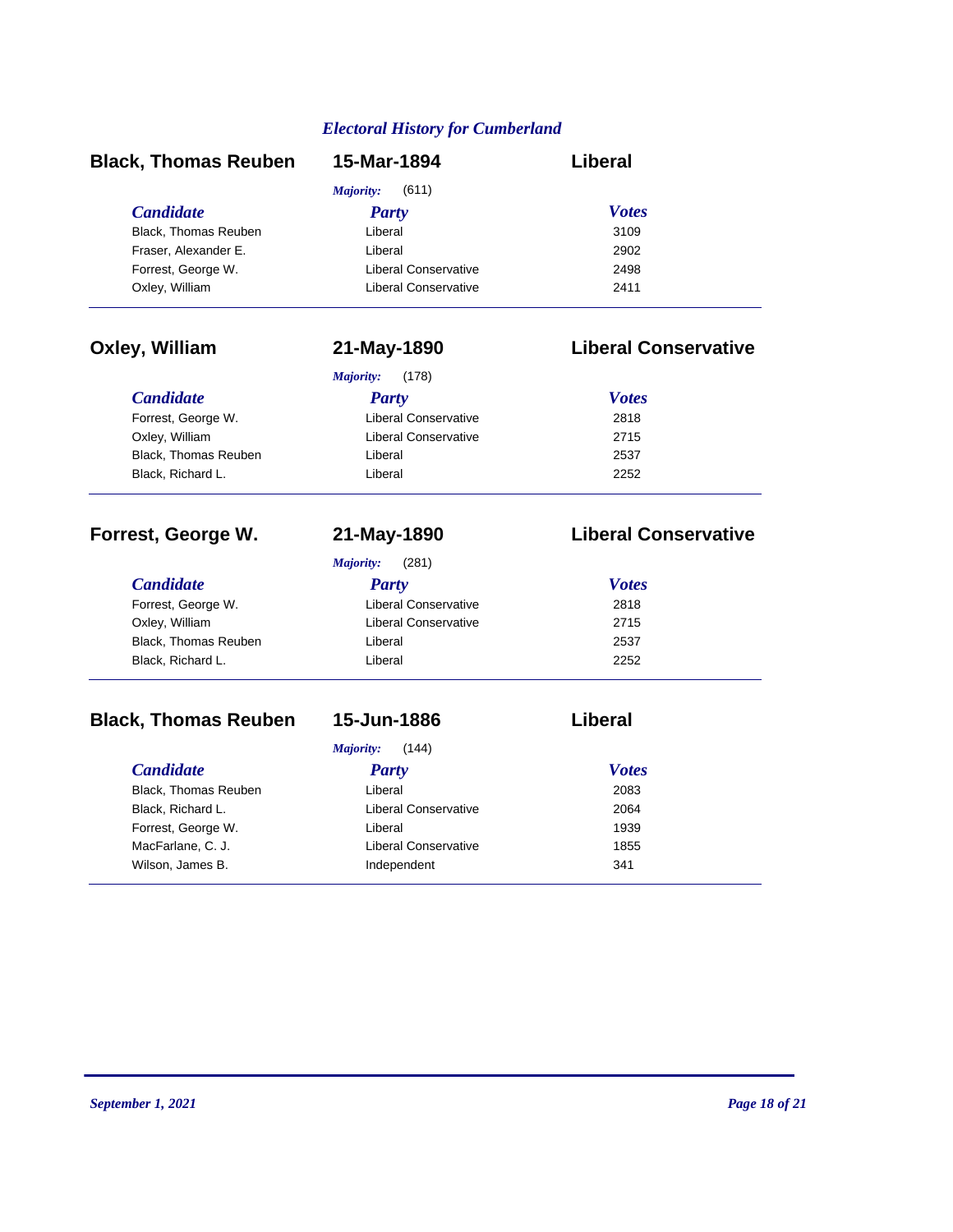*Electoral History for Cumberland*

## Black, Thomas Reuben — 15-Mar-1894 — Liberal

*Majority:* (611)

| *Candidate* | *Party* | *Votes* |
| --- | --- | --- |
| Black, Thomas Reuben | Liberal | 3109 |
| Fraser, Alexander E. | Liberal | 2902 |
| Forrest, George W. | Liberal Conservative | 2498 |
| Oxley, William | Liberal Conservative | 2411 |

## Oxley, William — 21-May-1890 — Liberal Conservative

*Majority:* (178)

| *Candidate* | *Party* | *Votes* |
| --- | --- | --- |
| Forrest, George W. | Liberal Conservative | 2818 |
| Oxley, William | Liberal Conservative | 2715 |
| Black, Thomas Reuben | Liberal | 2537 |
| Black, Richard L. | Liberal | 2252 |

## Forrest, George W. — 21-May-1890 — Liberal Conservative

*Majority:* (281)

| *Candidate* | *Party* | *Votes* |
| --- | --- | --- |
| Forrest, George W. | Liberal Conservative | 2818 |
| Oxley, William | Liberal Conservative | 2715 |
| Black, Thomas Reuben | Liberal | 2537 |
| Black, Richard L. | Liberal | 2252 |

## Black, Thomas Reuben — 15-Jun-1886 — Liberal

*Majority:* (144)

| *Candidate* | *Party* | *Votes* |
| --- | --- | --- |
| Black, Thomas Reuben | Liberal | 2083 |
| Black, Richard L. | Liberal Conservative | 2064 |
| Forrest, George W. | Liberal | 1939 |
| MacFarlane, C. J. | Liberal Conservative | 1855 |
| Wilson, James B. | Independent | 341 |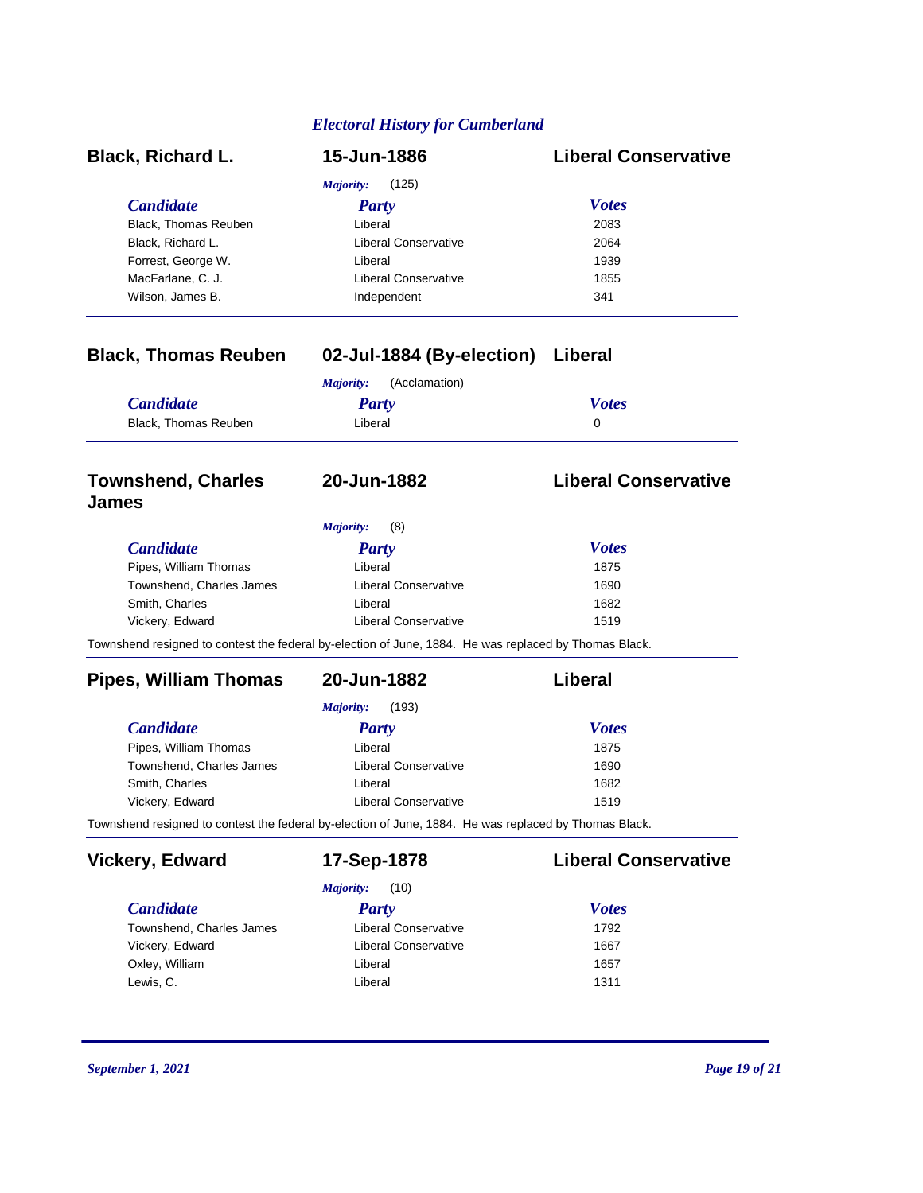*Electoral History for Cumberland*

### Black, Richard L. — 15-Jun-1886 — Liberal Conservative

*Majority:* (125)

| Candidate | Party | Votes |
| --- | --- | --- |
| Black, Thomas Reuben | Liberal | 2083 |
| Black, Richard L. | Liberal Conservative | 2064 |
| Forrest, George W. | Liberal | 1939 |
| MacFarlane, C. J. | Liberal Conservative | 1855 |
| Wilson, James B. | Independent | 341 |

### Black, Thomas Reuben — 02-Jul-1884 (By-election) — Liberal

*Majority:* (Acclamation)

| Candidate | Party | Votes |
| --- | --- | --- |
| Black, Thomas Reuben | Liberal | 0 |

### Townshend, Charles James — 20-Jun-1882 — Liberal Conservative

*Majority:* (8)

| Candidate | Party | Votes |
| --- | --- | --- |
| Pipes, William Thomas | Liberal | 1875 |
| Townshend, Charles James | Liberal Conservative | 1690 |
| Smith, Charles | Liberal | 1682 |
| Vickery, Edward | Liberal Conservative | 1519 |

Townshend resigned to contest the federal by-election of June, 1884. He was replaced by Thomas Black.

### Pipes, William Thomas — 20-Jun-1882 — Liberal

*Majority:* (193)

| Candidate | Party | Votes |
| --- | --- | --- |
| Pipes, William Thomas | Liberal | 1875 |
| Townshend, Charles James | Liberal Conservative | 1690 |
| Smith, Charles | Liberal | 1682 |
| Vickery, Edward | Liberal Conservative | 1519 |

Townshend resigned to contest the federal by-election of June, 1884. He was replaced by Thomas Black.

### Vickery, Edward — 17-Sep-1878 — Liberal Conservative

*Majority:* (10)

| Candidate | Party | Votes |
| --- | --- | --- |
| Townshend, Charles James | Liberal Conservative | 1792 |
| Vickery, Edward | Liberal Conservative | 1667 |
| Oxley, William | Liberal | 1657 |
| Lewis, C. | Liberal | 1311 |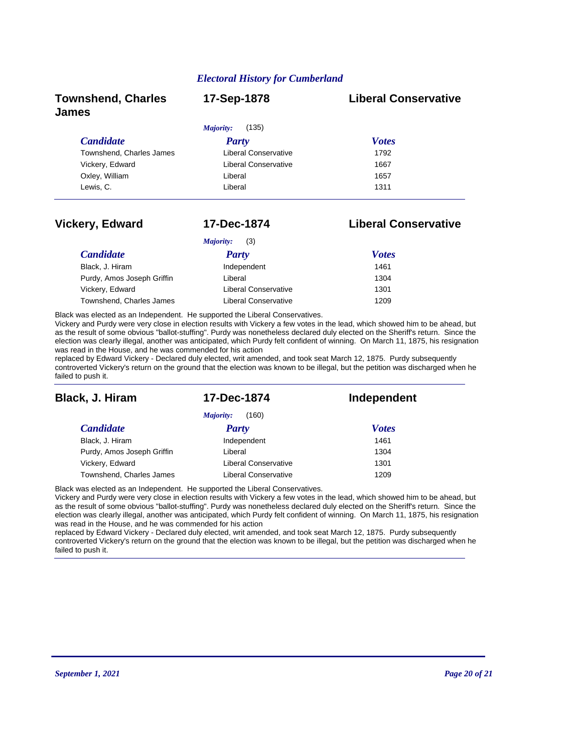*Electoral History for Cumberland*

## Townshend, Charles James — 17-Sep-1878 — Liberal Conservative

*Majority:* (135)

| *Candidate* | *Party* | *Votes* |
|---|---|---|
| Townshend, Charles James | Liberal Conservative | 1792 |
| Vickery, Edward | Liberal Conservative | 1667 |
| Oxley, William | Liberal | 1657 |
| Lewis, C. | Liberal | 1311 |

---

## Vickery, Edward — 17-Dec-1874 — Liberal Conservative

*Majority:* (3)

| *Candidate* | *Party* | *Votes* |
|---|---|---|
| Black, J. Hiram | Independent | 1461 |
| Purdy, Amos Joseph Griffin | Liberal | 1304 |
| Vickery, Edward | Liberal Conservative | 1301 |
| Townshend, Charles James | Liberal Conservative | 1209 |

Black was elected as an Independent. He supported the Liberal Conservatives.
Vickery and Purdy were very close in election results with Vickery a few votes in the lead, which showed him to be ahead, but as the result of some obvious "ballot-stuffing". Purdy was nonetheless declared duly elected on the Sheriff's return. Since the election was clearly illegal, another was anticipated, which Purdy felt confident of winning. On March 11, 1875, his resignation was read in the House, and he was commended for his action
replaced by Edward Vickery - Declared duly elected, writ amended, and took seat March 12, 1875. Purdy subsequently controverted Vickery's return on the ground that the election was known to be illegal, but the petition was discharged when he failed to push it.

---

## Black, J. Hiram — 17-Dec-1874 — Independent

*Majority:* (160)

| *Candidate* | *Party* | *Votes* |
|---|---|---|
| Black, J. Hiram | Independent | 1461 |
| Purdy, Amos Joseph Griffin | Liberal | 1304 |
| Vickery, Edward | Liberal Conservative | 1301 |
| Townshend, Charles James | Liberal Conservative | 1209 |

Black was elected as an Independent. He supported the Liberal Conservatives.
Vickery and Purdy were very close in election results with Vickery a few votes in the lead, which showed him to be ahead, but as the result of some obvious "ballot-stuffing". Purdy was nonetheless declared duly elected on the Sheriff's return. Since the election was clearly illegal, another was anticipated, which Purdy felt confident of winning. On March 11, 1875, his resignation was read in the House, and he was commended for his action
replaced by Edward Vickery - Declared duly elected, writ amended, and took seat March 12, 1875. Purdy subsequently controverted Vickery's return on the ground that the election was known to be illegal, but the petition was discharged when he failed to push it.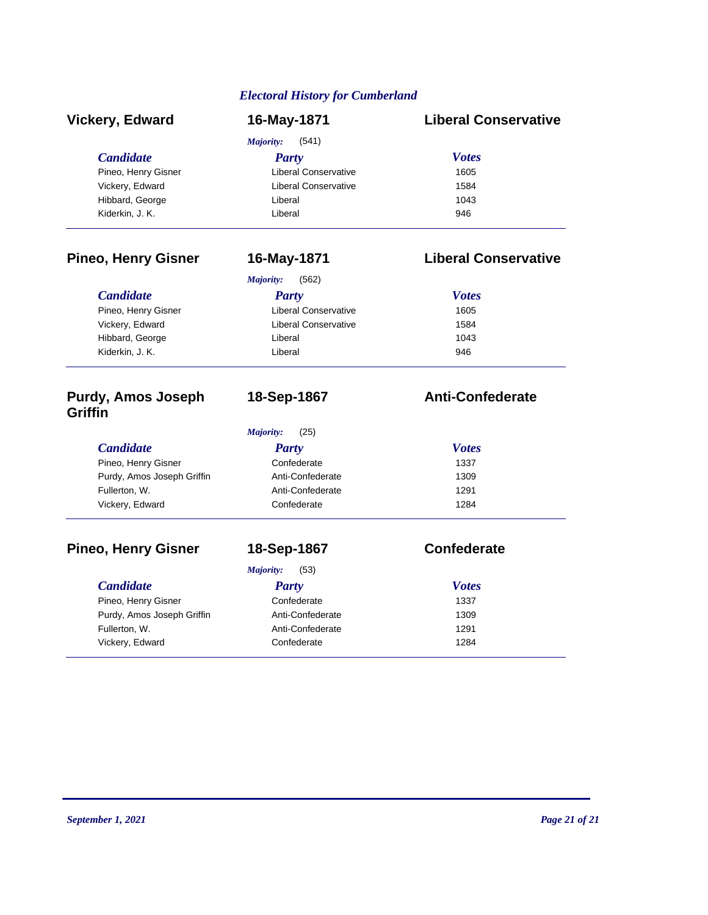*Electoral History for Cumberland*

## Vickery, Edward — 16-May-1871 — Liberal Conservative

*Majority:* (541)

| Candidate | Party | Votes |
|---|---|---|
| Pineo, Henry Gisner | Liberal Conservative | 1605 |
| Vickery, Edward | Liberal Conservative | 1584 |
| Hibbard, George | Liberal | 1043 |
| Kiderkin, J. K. | Liberal | 946 |

## Pineo, Henry Gisner — 16-May-1871 — Liberal Conservative

*Majority:* (562)

| Candidate | Party | Votes |
|---|---|---|
| Pineo, Henry Gisner | Liberal Conservative | 1605 |
| Vickery, Edward | Liberal Conservative | 1584 |
| Hibbard, George | Liberal | 1043 |
| Kiderkin, J. K. | Liberal | 946 |

## Purdy, Amos Joseph Griffin — 18-Sep-1867 — Anti-Confederate

*Majority:* (25)

| Candidate | Party | Votes |
|---|---|---|
| Pineo, Henry Gisner | Confederate | 1337 |
| Purdy, Amos Joseph Griffin | Anti-Confederate | 1309 |
| Fullerton, W. | Anti-Confederate | 1291 |
| Vickery, Edward | Confederate | 1284 |

## Pineo, Henry Gisner — 18-Sep-1867 — Confederate

*Majority:* (53)

| Candidate | Party | Votes |
|---|---|---|
| Pineo, Henry Gisner | Confederate | 1337 |
| Purdy, Amos Joseph Griffin | Anti-Confederate | 1309 |
| Fullerton, W. | Anti-Confederate | 1291 |
| Vickery, Edward | Confederate | 1284 |

*September 1, 2021*